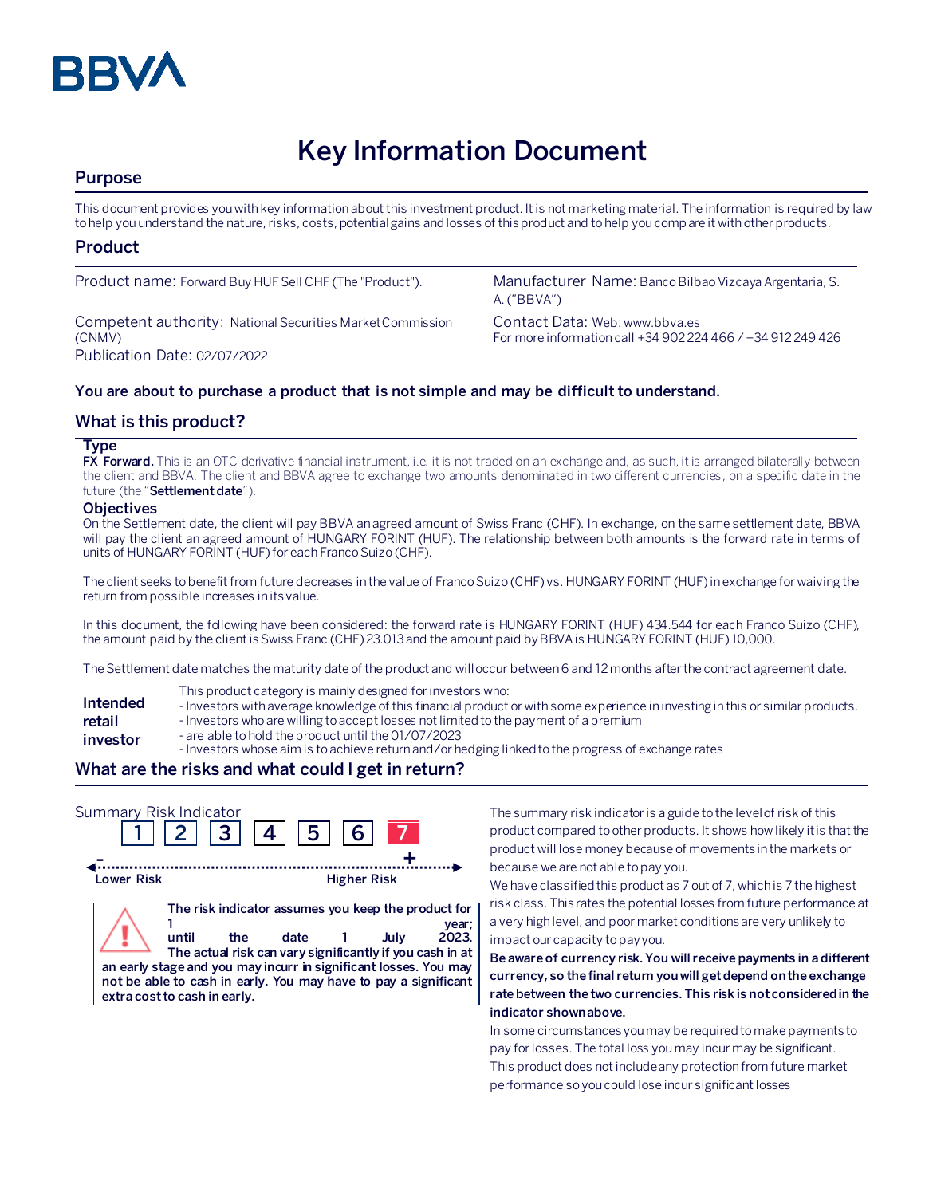# Key Information Document

## Purpose

This document provides you with key information about this investment product. It is not marketing material. The information is required by law to help you understand the nature, risks, costs, potential gains and losses of this product and to help you compare it with other products.

## Product

Product name: Forward Buy HUF Sell CHF (The "Product").

Manufacturer Name: Banco Bilbao Vizcaya Argentaria, S. A. ("BBVA")

Competent authority: National Securities Market Commission (CNMV)

Contact Data: Web: www.bbva.es
For more information call +34 902 224 466 / +34 912 249 426

Publication Date: 02/07/2022

**You are about to purchase a product that is not simple and may be difficult to understand.**

## What is this product?

### Type

**FX Forward.** This is an OTC derivative financial instrument, i.e. it is not traded on an exchange and, as such, it is arranged bilaterally between the client and BBVA. The client and BBVA agree to exchange two amounts denominated in two different currencies, on a specific date in the future (the "**Settlement date**").

### Objectives

On the Settlement date, the client will pay BBVA an agreed amount of Swiss Franc (CHF). In exchange, on the same settlement date, BBVA will pay the client an agreed amount of HUNGARY FORINT (HUF). The relationship between both amounts is the forward rate in terms of units of HUNGARY FORINT (HUF) for each Franco Suizo (CHF).

The client seeks to benefit from future decreases in the value of Franco Suizo (CHF) vs. HUNGARY FORINT (HUF) in exchange for waiving the return from possible increases in its value.

In this document, the following have been considered: the forward rate is HUNGARY FORINT (HUF) 434.544 for each Franco Suizo (CHF), the amount paid by the client is Swiss Franc (CHF) 23.013 and the amount paid by BBVA is HUNGARY FORINT (HUF) 10,000.

The Settlement date matches the maturity date of the product and will occur between 6 and 12 months after the contract agreement date.

**Intended retail investor**

This product category is mainly designed for investors who:
- Investors with average knowledge of this financial product or with some experience in investing in this or similar products.
- Investors who are willing to accept losses not limited to the payment of a premium
- are able to hold the product until the 01/07/2023
- Investors whose aim is to achieve return and/or hedging linked to the progress of exchange rates

## What are the risks and what could I get in return?

Summary Risk Indicator

| 1 | 2 | 3 | 4 | 5 | 6 | **7** |
|---|---|---|---|---|---|---|

Lower Risk — Higher Risk

**The risk indicator assumes you keep the product for 1 year; until the date 1 July 2023. The actual risk can vary significantly if you cash in at an early stage and you may incurr in significant losses. You may not be able to cash in early. You may have to pay a significant extra cost to cash in early.**

The summary risk indicator is a guide to the level of risk of this product compared to other products. It shows how likely it is that the product will lose money because of movements in the markets or because we are not able to pay you.

We have classified this product as 7 out of 7, which is 7 the highest risk class. This rates the potential losses from future performance at a very high level, and poor market conditions are very unlikely to impact our capacity to pay you.

**Be aware of currency risk. You will receive payments in a different currency, so the final return you will get depend on the exchange rate between the two currencies. This risk is not considered in the indicator shown above.**

In some circumstances you may be required to make payments to pay for losses. The total loss you may incur may be significant.

This product does not include any protection from future market performance so you could lose incur significant losses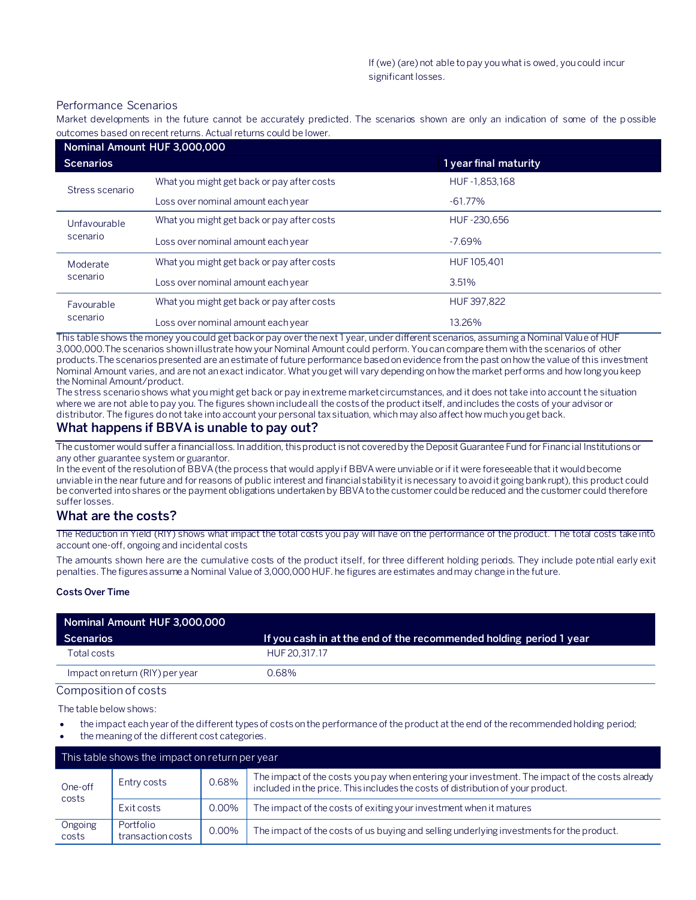If (we) (are) not able to pay you what is owed, you could incur significant losses.

Performance Scenarios

Market developments in the future cannot be accurately predicted. The scenarios shown are only an indication of some of the possible outcomes based on recent returns. Actual returns could be lower.

| Nominal Amount HUF 3,000,000 | | |
|---|---|---|
| **Scenarios** | | **1 year final maturity** |
| Stress scenario | What you might get back or pay after costs | HUF -1,853,168 |
| | Loss over nominal amount each year | -61.77% |
| Unfavourable scenario | What you might get back or pay after costs | HUF -230,656 |
| | Loss over nominal amount each year | -7.69% |
| Moderate scenario | What you might get back or pay after costs | HUF 105,401 |
| | Loss over nominal amount each year | 3.51% |
| Favourable scenario | What you might get back or pay after costs | HUF 397,822 |
| | Loss over nominal amount each year | 13.26% |

This table shows the money you could get back or pay over the next 1 year, under different scenarios, assuming a Nominal Value of HUF 3,000,000.The scenarios shown illustrate how your Nominal Amount could perform. You can compare them with the scenarios of other products.The scenarios presented are an estimate of future performance based on evidence from the past on how the value of this investment Nominal Amount varies, and are not an exact indicator. What you get will vary depending on how the market performs and how long you keep the Nominal Amount/product.

The stress scenario shows what you might get back or pay in extreme market circumstances, and it does not take into account the situation where we are not able to pay you. The figures shown include all the costs of the product itself, and includes the costs of your advisor or distributor. The figures do not take into account your personal tax situation, which may also affect how much you get back.

## What happens if BBVA is unable to pay out?

The customer would suffer a financial loss. In addition, this product is not covered by the Deposit Guarantee Fund for Financial Institutions or any other guarantee system or guarantor.

In the event of the resolution of BBVA (the process that would apply if BBVA were unviable or if it were foreseeable that it would become unviable in the near future and for reasons of public interest and financial stability it is necessary to avoid it going bankrupt), this product could be converted into shares or the payment obligations undertaken by BBVA to the customer could be reduced and the customer could therefore suffer losses.

## What are the costs?

The Reduction in Yield (RIY) shows what impact the total costs you pay will have on the performance of the product. The total costs take into account one-off, ongoing and incidental costs

The amounts shown here are the cumulative costs of the product itself, for three different holding periods. They include potential early exit penalties. The figures assume a Nominal Value of 3,000,000 HUF. he figures are estimates and may change in the future.

**Costs Over Time**

| Nominal Amount HUF 3,000,000 | |
|---|---|
| **Scenarios** | **If you cash in at the end of the recommended holding period 1 year** |
| Total costs | HUF 20,317.17 |
| Impact on return (RIY) per year | 0.68% |

Composition of costs

The table below shows:

- the impact each year of the different types of costs on the performance of the product at the end of the recommended holding period;
- the meaning of the different cost categories.

| This table shows the impact on return per year | | | |
|---|---|---|---|
| One-off costs | Entry costs | 0.68% | The impact of the costs you pay when entering your investment. The impact of the costs already included in the price. This includes the costs of distribution of your product. |
| | Exit costs | 0.00% | The impact of the costs of exiting your investment when it matures |
| Ongoing costs | Portfolio transaction costs | 0.00% | The impact of the costs of us buying and selling underlying investments for the product. |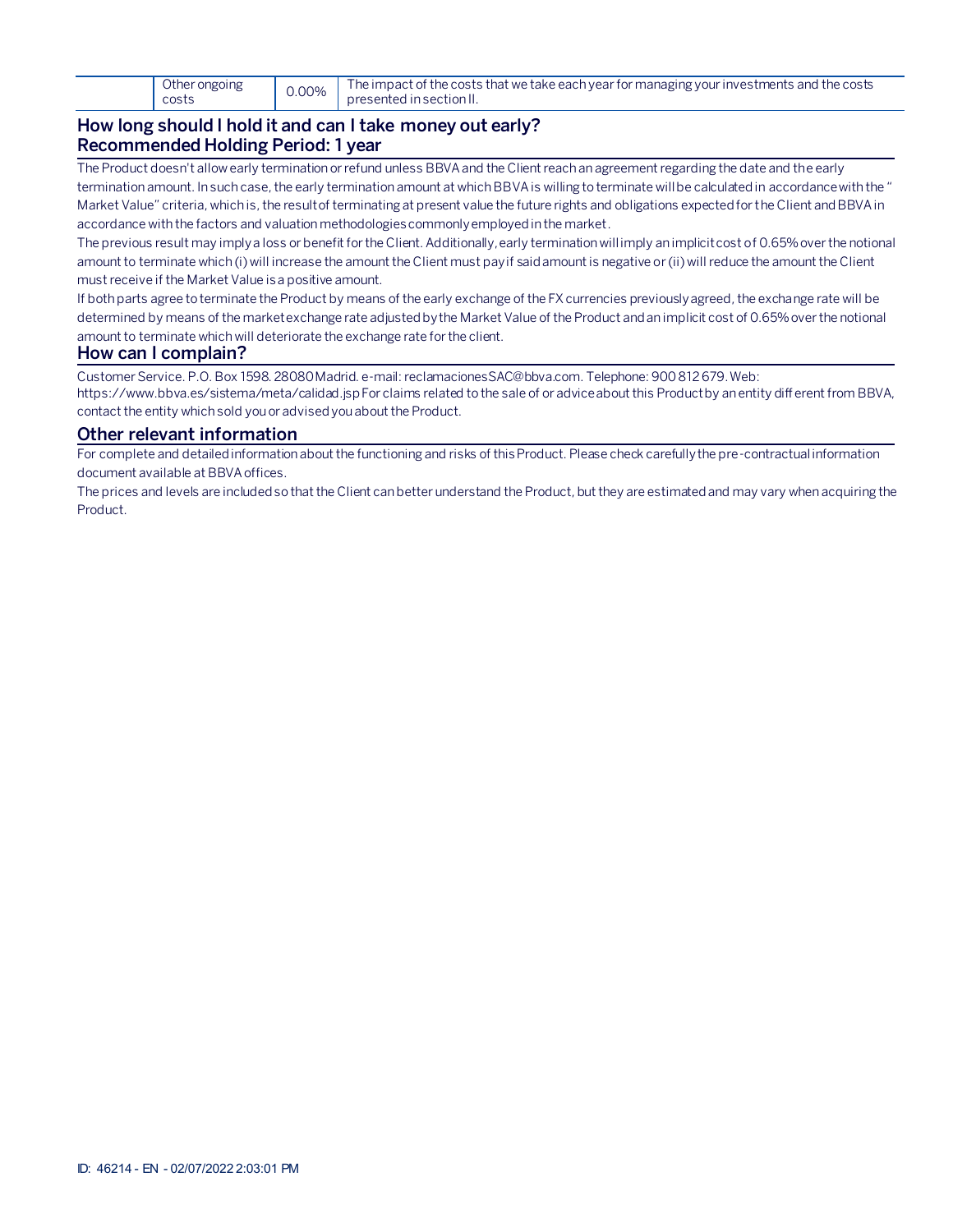| | | | |
|---|---|---|---|
| | Other ongoing costs | 0.00% | The impact of the costs that we take each year for managing your investments and the costs presented in section II. |

## How long should I hold it and can I take money out early?
## Recommended Holding Period: 1 year

The Product doesn't allow early termination or refund unless BBVA and the Client reach an agreement regarding the date and the early termination amount. In such case, the early termination amount at which BBVA is willing to terminate will be calculated in accordance with the " Market Value" criteria, which is, the result of terminating at present value the future rights and obligations expected for the Client and BBVA in accordance with the factors and valuation methodologies commonly employed in the market.

The previous result may imply a loss or benefit for the Client. Additionally, early termination will imply an implicit cost of 0.65% over the notional amount to terminate which (i) will increase the amount the Client must pay if said amount is negative or (ii) will reduce the amount the Client must receive if the Market Value is a positive amount.

If both parts agree to terminate the Product by means of the early exchange of the FX currencies previously agreed, the exchange rate will be determined by means of the market exchange rate adjusted by the Market Value of the Product and an implicit cost of 0.65% over the notional amount to terminate which will deteriorate the exchange rate for the client.

## How can I complain?

Customer Service. P.O. Box 1598. 28080 Madrid. e-mail: reclamacionesSAC@bbva.com. Telephone: 900 812 679. Web: https://www.bbva.es/sistema/meta/calidad.jsp For claims related to the sale of or advice about this Product by an entity different from BBVA, contact the entity which sold you or advised you about the Product.

## Other relevant information

For complete and detailed information about the functioning and risks of this Product. Please check carefully the pre-contractual information document available at BBVA offices.

The prices and levels are included so that the Client can better understand the Product, but they are estimated and may vary when acquiring the Product.

ID: 46214 - EN - 02/07/2022 2:03:01 PM